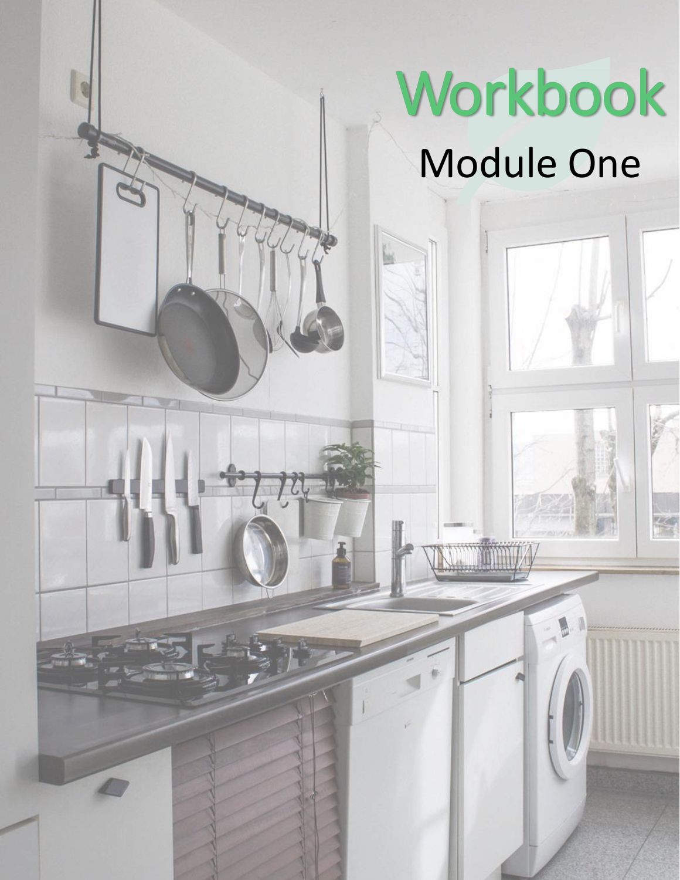# Workbook

## Module One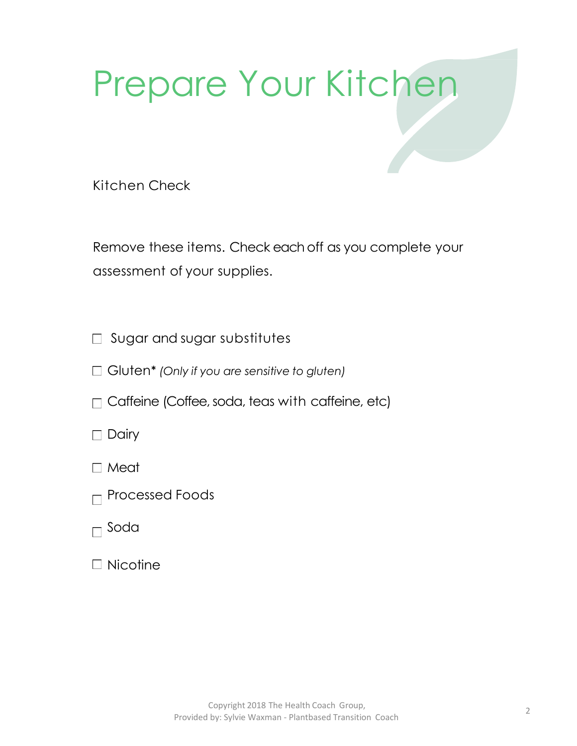# Prepare Your Kitchen

Kitchen Check

Remove these items. Check each off as you complete your assessment of your supplies.

- ☐ Sugar and sugar substitutes
- ☐ Gluten* *(Only if you are sensitive to gluten)*
- ☐ Caffeine (Coffee, soda, teas with caffeine, etc)
- ☐ Dairy
- ☐ Meat
- ☐ Processed Foods
- ☐ Soda
- ☐ Nicotine

Copyright 2018 The Health Coach Group,
Provided by: Sylvie Waxman - Plantbased Transition Coach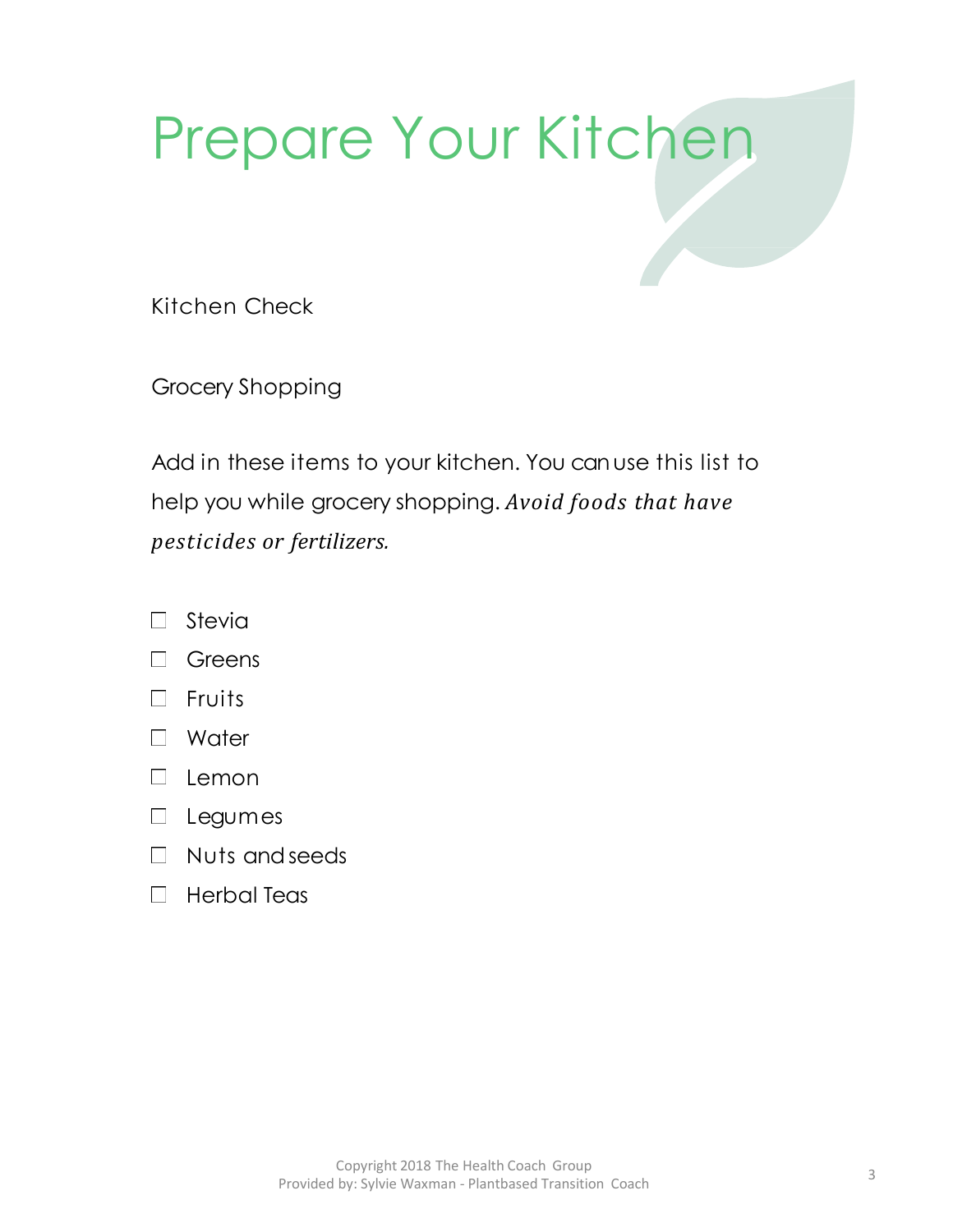# Prepare Your Kitchen

Kitchen Check

Grocery Shopping

Add in these items to your kitchen. You can use this list to help you while grocery shopping. *Avoid foods that have pesticides or fertilizers.*

- ☐ Stevia
- ☐ Greens
- ☐ Fruits
- ☐ Water
- ☐ Lemon
- ☐ Legumes
- ☐ Nuts and seeds
- ☐ Herbal Teas

Copyright 2018 The Health Coach Group
Provided by: Sylvie Waxman - Plantbased Transition Coach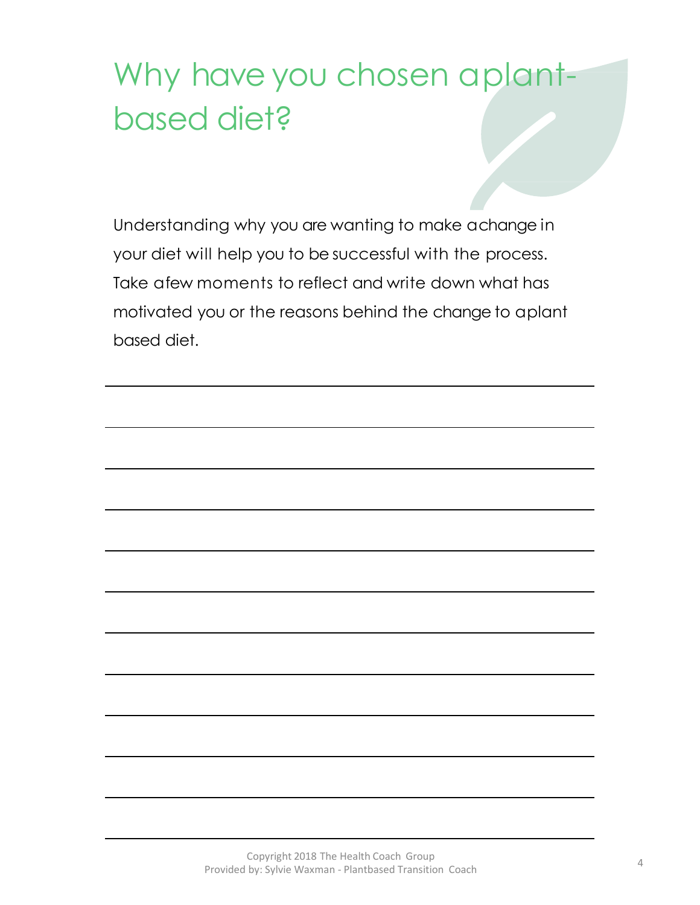# Why have you chosen aplant-based diet?

Understanding why you are wanting to make achange in your diet will help you to be successful with the process. Take afew moments to reflect and write down what has motivated you or the reasons behind the change to aplant based diet.

Copyright 2018 The Health Coach Group
Provided by: Sylvie Waxman - Plantbased Transition Coach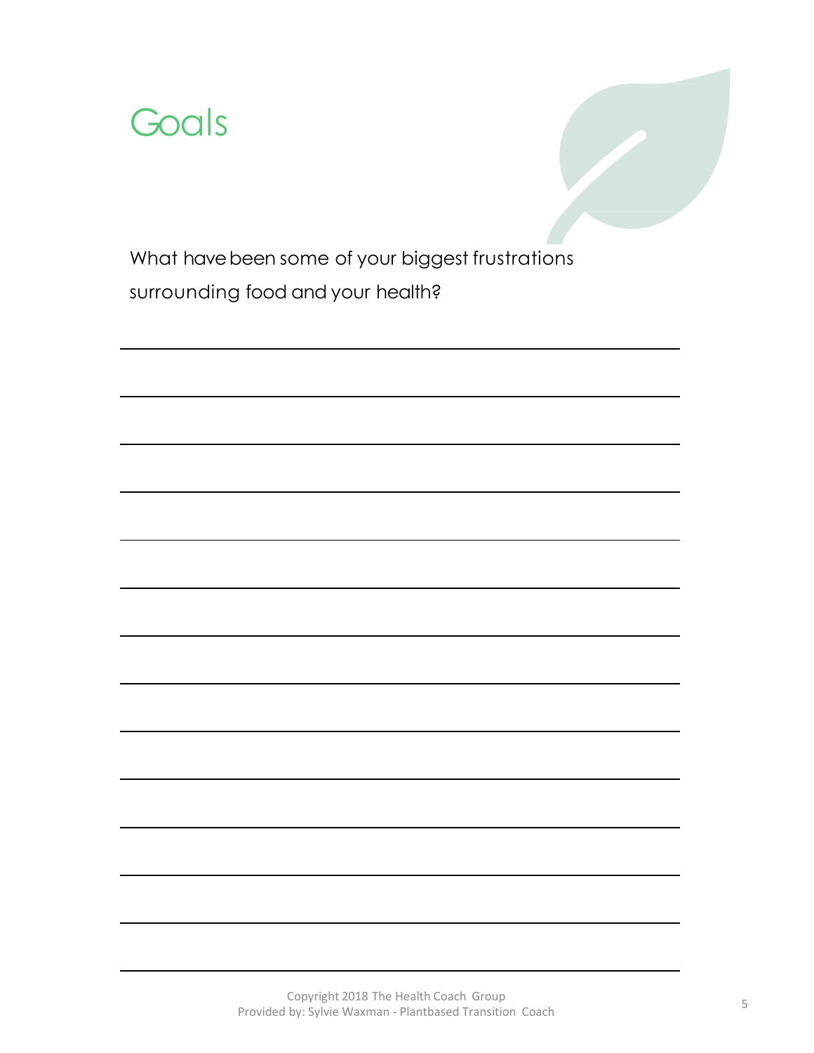# Goals

What have been some of your biggest frustrations surrounding food and your health?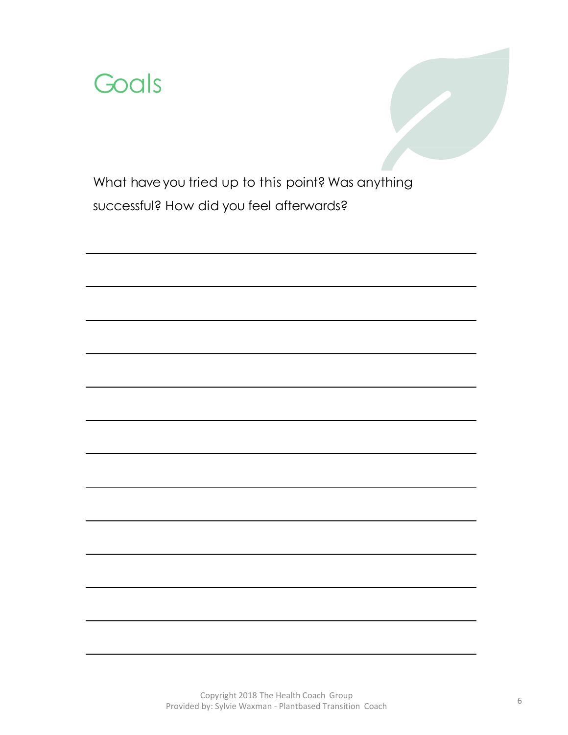# Goals

What have you tried up to this point? Was anything successful? How did you feel afterwards?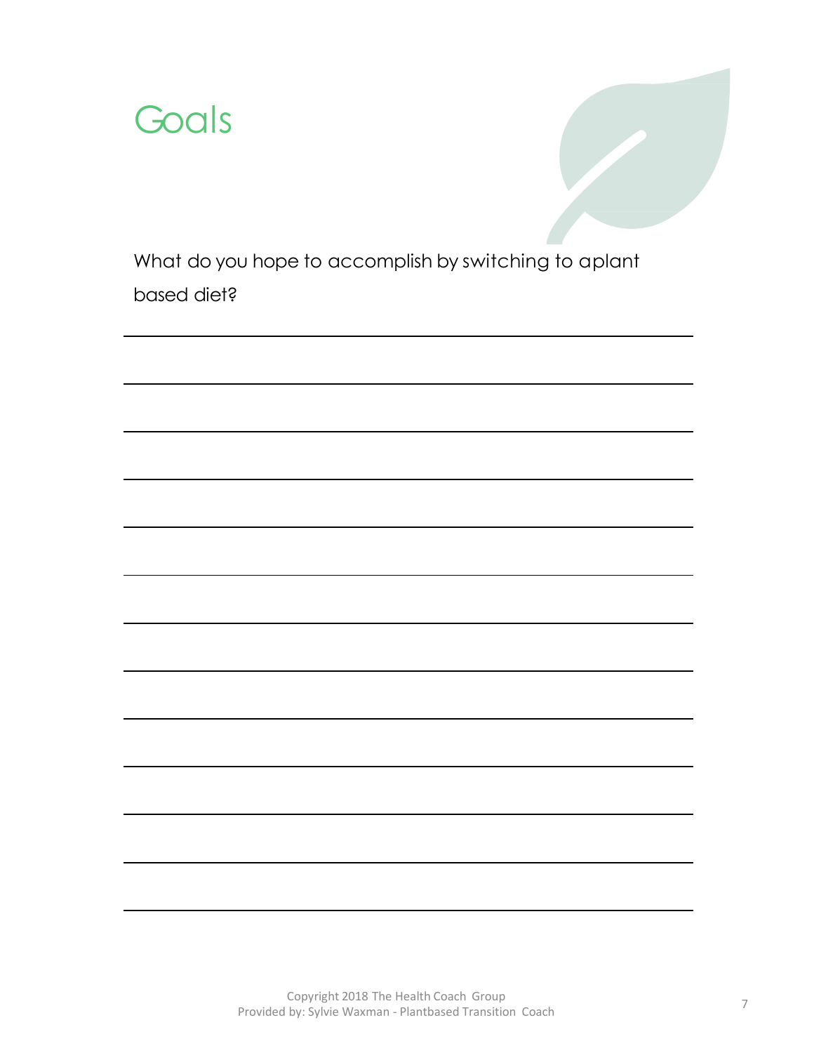# Goals

What do you hope to accomplish by switching to aplant based diet?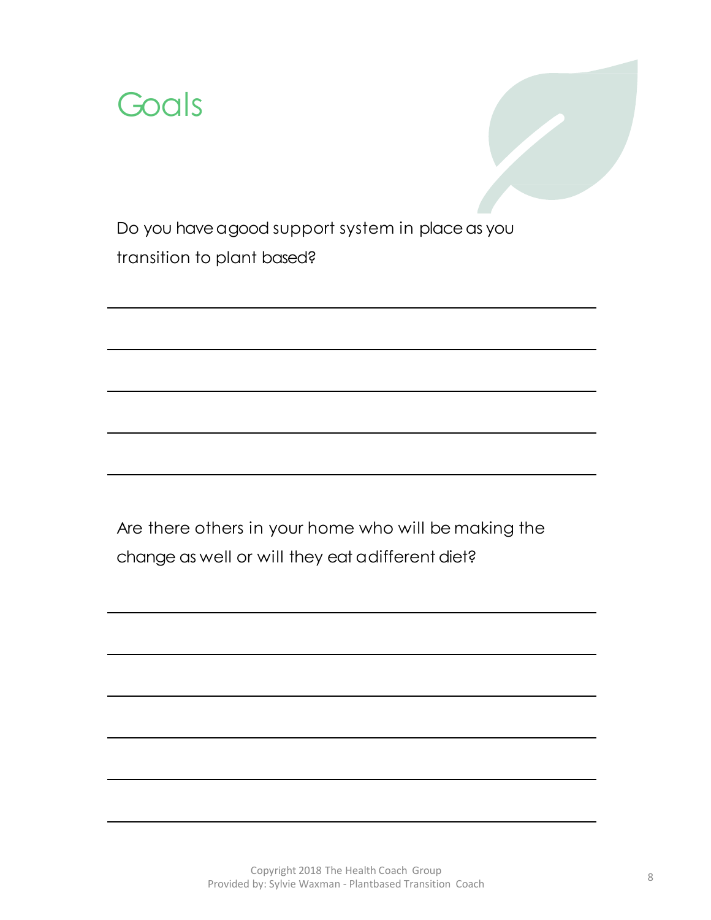# Goals

Do you have a good support system in place as you transition to plant based?

Are there others in your home who will be making the change as well or will they eat a different diet?

Copyright 2018 The Health Coach Group
Provided by: Sylvie Waxman - Plantbased Transition Coach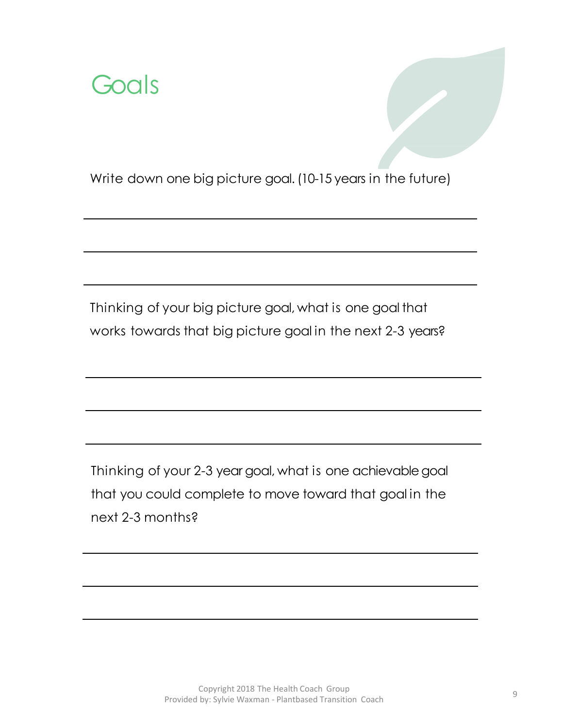# Goals

Write down one big picture goal. (10-15 years in the future)

Thinking of your big picture goal, what is one goal that works towards that big picture goal in the next 2-3 years?

Thinking of your 2-3 year goal, what is one achievable goal that you could complete to move toward that goal in the next 2-3 months?

Copyright 2018 The Health Coach Group
Provided by: Sylvie Waxman - Plantbased Transition Coach